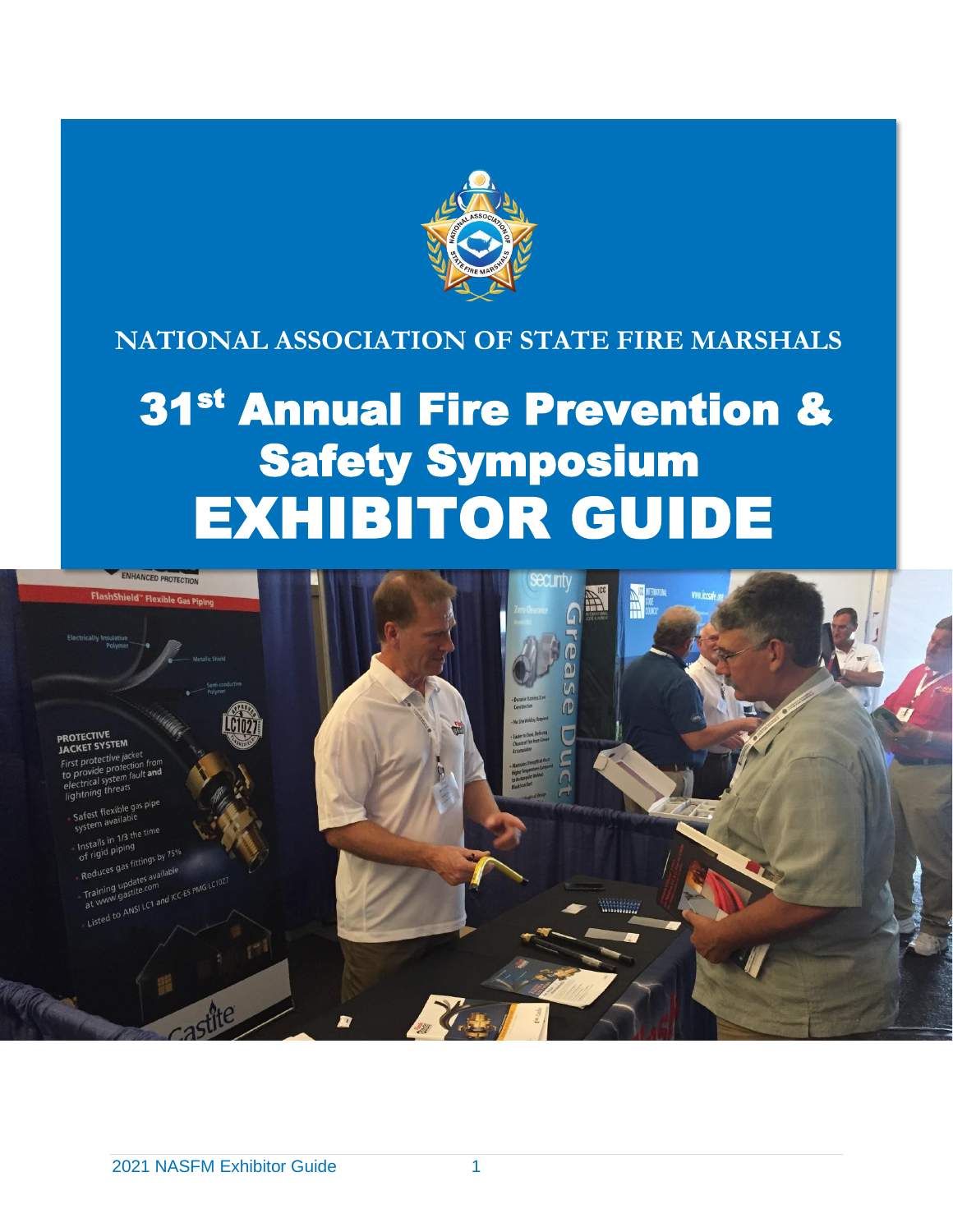NATIONAL ASSOCIATION OF STATE FIRE MARSHALS

# 31st Annual Fire Prevention & Safety Symposium

# EXHIBITOR GUIDE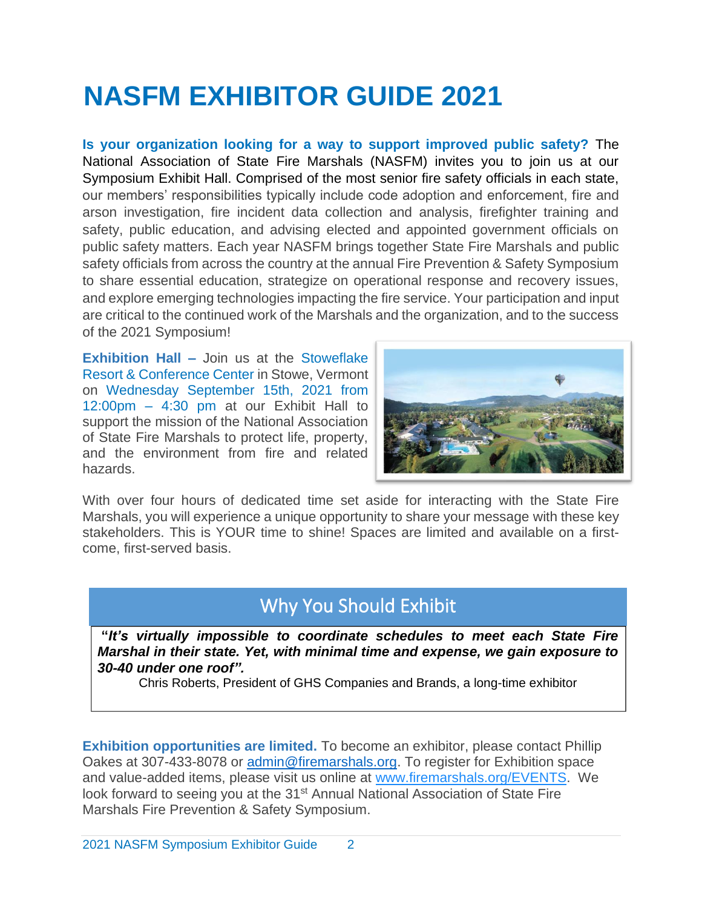# NASFM EXHIBITOR GUIDE 2021

**Is your organization looking for a way to support improved public safety?** The National Association of State Fire Marshals (NASFM) invites you to join us at our Symposium Exhibit Hall. Comprised of the most senior fire safety officials in each state, our members' responsibilities typically include code adoption and enforcement, fire and arson investigation, fire incident data collection and analysis, firefighter training and safety, public education, and advising elected and appointed government officials on public safety matters. Each year NASFM brings together State Fire Marshals and public safety officials from across the country at the annual Fire Prevention & Safety Symposium to share essential education, strategize on operational response and recovery issues, and explore emerging technologies impacting the fire service. Your participation and input are critical to the continued work of the Marshals and the organization, and to the success of the 2021 Symposium!

**Exhibition Hall –** Join us at the Stoweflake Resort & Conference Center in Stowe, Vermont on Wednesday September 15th, 2021 from 12:00pm – 4:30 pm at our Exhibit Hall to support the mission of the National Association of State Fire Marshals to protect life, property, and the environment from fire and related hazards.

With over four hours of dedicated time set aside for interacting with the State Fire Marshals, you will experience a unique opportunity to share your message with these key stakeholders. This is YOUR time to shine! Spaces are limited and available on a first-come, first-served basis.

## Why You Should Exhibit

**"*It's virtually impossible to coordinate schedules to meet each State Fire Marshal in their state. Yet, with minimal time and expense, we gain exposure to 30-40 under one roof".***

Chris Roberts, President of GHS Companies and Brands, a long-time exhibitor

**Exhibition opportunities are limited.** To become an exhibitor, please contact Phillip Oakes at 307-433-8078 or admin@firemarshals.org. To register for Exhibition space and value-added items, please visit us online at www.firemarshals.org/EVENTS. We look forward to seeing you at the 31st Annual National Association of State Fire Marshals Fire Prevention & Safety Symposium.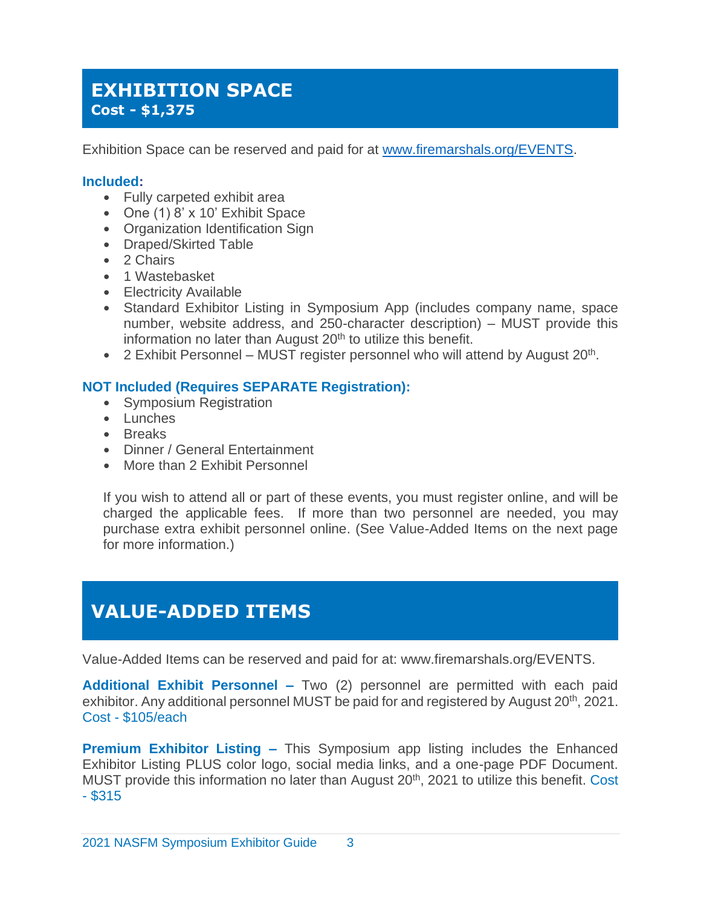## EXHIBITION SPACE

**Cost - $1,375**

Exhibition Space can be reserved and paid for at [www.firemarshals.org/EVENTS](http://www.firemarshals.org/EVENTS).

**Included:**

- Fully carpeted exhibit area
- One (1) 8' x 10' Exhibit Space
- Organization Identification Sign
- Draped/Skirted Table
- 2 Chairs
- 1 Wastebasket
- Electricity Available
- Standard Exhibitor Listing in Symposium App (includes company name, space number, website address, and 250-character description) – MUST provide this information no later than August 20th to utilize this benefit.
- 2 Exhibit Personnel – MUST register personnel who will attend by August 20th.

**NOT Included (Requires SEPARATE Registration):**

- Symposium Registration
- Lunches
- Breaks
- Dinner / General Entertainment
- More than 2 Exhibit Personnel

If you wish to attend all or part of these events, you must register online, and will be charged the applicable fees. If more than two personnel are needed, you may purchase extra exhibit personnel online. (See Value-Added Items on the next page for more information.)

## VALUE-ADDED ITEMS

Value-Added Items can be reserved and paid for at: www.firemarshals.org/EVENTS.

**Additional Exhibit Personnel –** Two (2) personnel are permitted with each paid exhibitor. Any additional personnel MUST be paid for and registered by August 20th, 2021. Cost - $105/each

**Premium Exhibitor Listing –** This Symposium app listing includes the Enhanced Exhibitor Listing PLUS color logo, social media links, and a one-page PDF Document. MUST provide this information no later than August 20th, 2021 to utilize this benefit. Cost - $315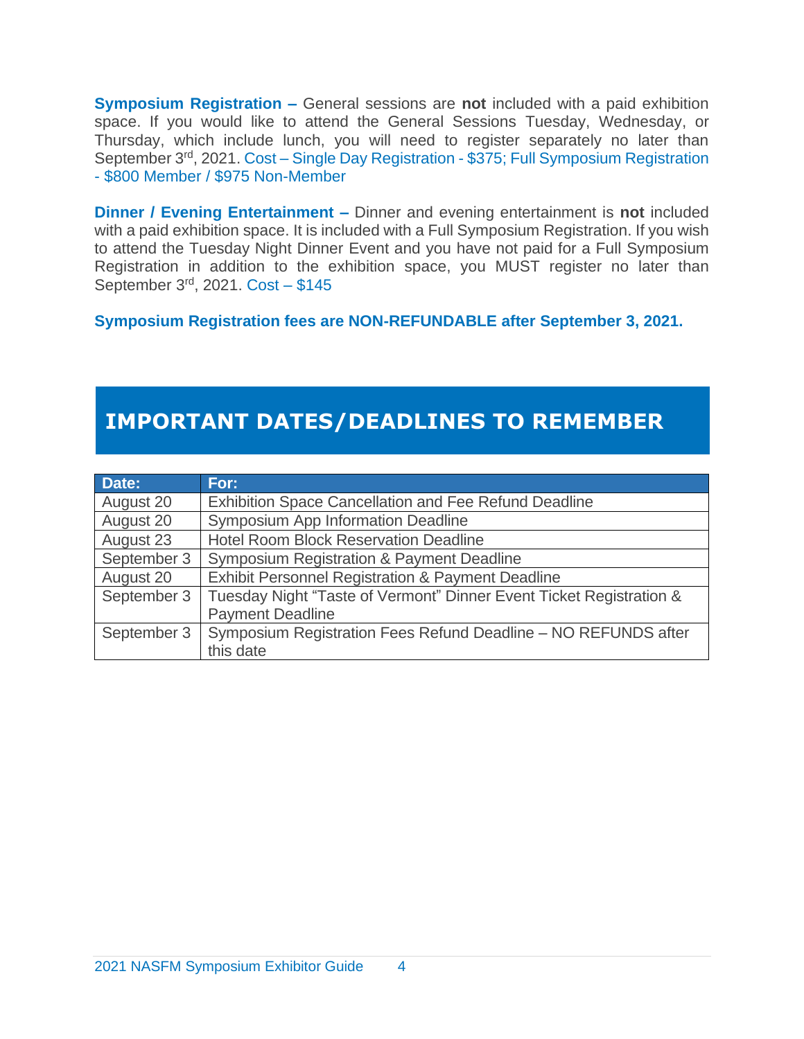**Symposium Registration –** General sessions are **not** included with a paid exhibition space. If you would like to attend the General Sessions Tuesday, Wednesday, or Thursday, which include lunch, you will need to register separately no later than September 3rd, 2021. Cost – Single Day Registration - $375; Full Symposium Registration - $800 Member / $975 Non-Member

**Dinner / Evening Entertainment –** Dinner and evening entertainment is **not** included with a paid exhibition space. It is included with a Full Symposium Registration. If you wish to attend the Tuesday Night Dinner Event and you have not paid for a Full Symposium Registration in addition to the exhibition space, you MUST register no later than September 3rd, 2021. Cost – $145

**Symposium Registration fees are NON-REFUNDABLE after September 3, 2021.**

## IMPORTANT DATES/DEADLINES TO REMEMBER

| Date: | For: |
|---|---|
| August 20 | Exhibition Space Cancellation and Fee Refund Deadline |
| August 20 | Symposium App Information Deadline |
| August 23 | Hotel Room Block Reservation Deadline |
| September 3 | Symposium Registration & Payment Deadline |
| August 20 | Exhibit Personnel Registration & Payment Deadline |
| September 3 | Tuesday Night "Taste of Vermont" Dinner Event Ticket Registration & Payment Deadline |
| September 3 | Symposium Registration Fees Refund Deadline – NO REFUNDS after this date |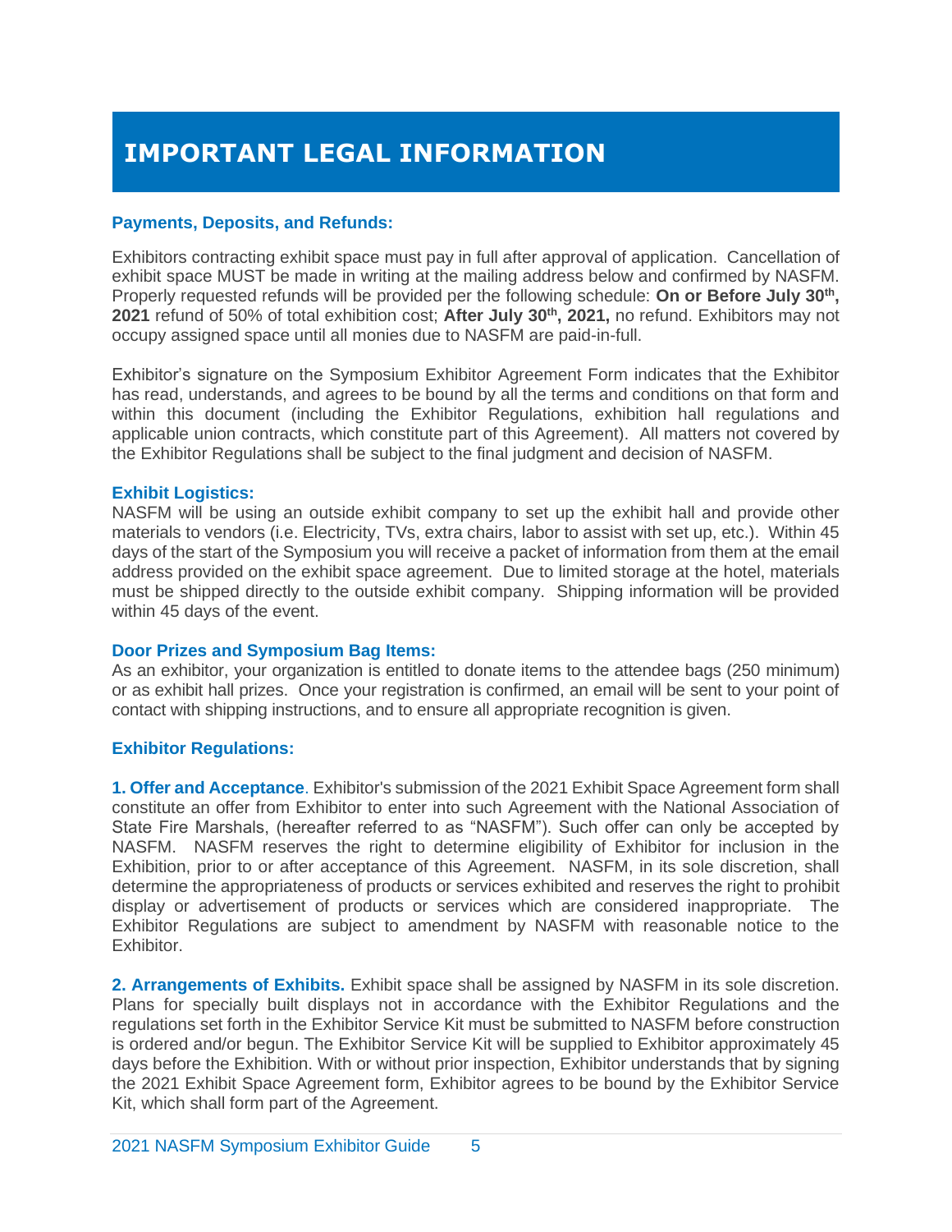# IMPORTANT LEGAL INFORMATION

### Payments, Deposits, and Refunds:

Exhibitors contracting exhibit space must pay in full after approval of application. Cancellation of exhibit space MUST be made in writing at the mailing address below and confirmed by NASFM. Properly requested refunds will be provided per the following schedule: **On or Before July 30th, 2021** refund of 50% of total exhibition cost; **After July 30th, 2021,** no refund. Exhibitors may not occupy assigned space until all monies due to NASFM are paid-in-full.

Exhibitor's signature on the Symposium Exhibitor Agreement Form indicates that the Exhibitor has read, understands, and agrees to be bound by all the terms and conditions on that form and within this document (including the Exhibitor Regulations, exhibition hall regulations and applicable union contracts, which constitute part of this Agreement). All matters not covered by the Exhibitor Regulations shall be subject to the final judgment and decision of NASFM.

### Exhibit Logistics:

NASFM will be using an outside exhibit company to set up the exhibit hall and provide other materials to vendors (i.e. Electricity, TVs, extra chairs, labor to assist with set up, etc.). Within 45 days of the start of the Symposium you will receive a packet of information from them at the email address provided on the exhibit space agreement. Due to limited storage at the hotel, materials must be shipped directly to the outside exhibit company. Shipping information will be provided within 45 days of the event.

### Door Prizes and Symposium Bag Items:

As an exhibitor, your organization is entitled to donate items to the attendee bags (250 minimum) or as exhibit hall prizes. Once your registration is confirmed, an email will be sent to your point of contact with shipping instructions, and to ensure all appropriate recognition is given.

### Exhibitor Regulations:

**1. Offer and Acceptance**. Exhibitor's submission of the 2021 Exhibit Space Agreement form shall constitute an offer from Exhibitor to enter into such Agreement with the National Association of State Fire Marshals, (hereafter referred to as "NASFM"). Such offer can only be accepted by NASFM. NASFM reserves the right to determine eligibility of Exhibitor for inclusion in the Exhibition, prior to or after acceptance of this Agreement. NASFM, in its sole discretion, shall determine the appropriateness of products or services exhibited and reserves the right to prohibit display or advertisement of products or services which are considered inappropriate. The Exhibitor Regulations are subject to amendment by NASFM with reasonable notice to the Exhibitor.

**2. Arrangements of Exhibits.** Exhibit space shall be assigned by NASFM in its sole discretion. Plans for specially built displays not in accordance with the Exhibitor Regulations and the regulations set forth in the Exhibitor Service Kit must be submitted to NASFM before construction is ordered and/or begun. The Exhibitor Service Kit will be supplied to Exhibitor approximately 45 days before the Exhibition. With or without prior inspection, Exhibitor understands that by signing the 2021 Exhibit Space Agreement form, Exhibitor agrees to be bound by the Exhibitor Service Kit, which shall form part of the Agreement.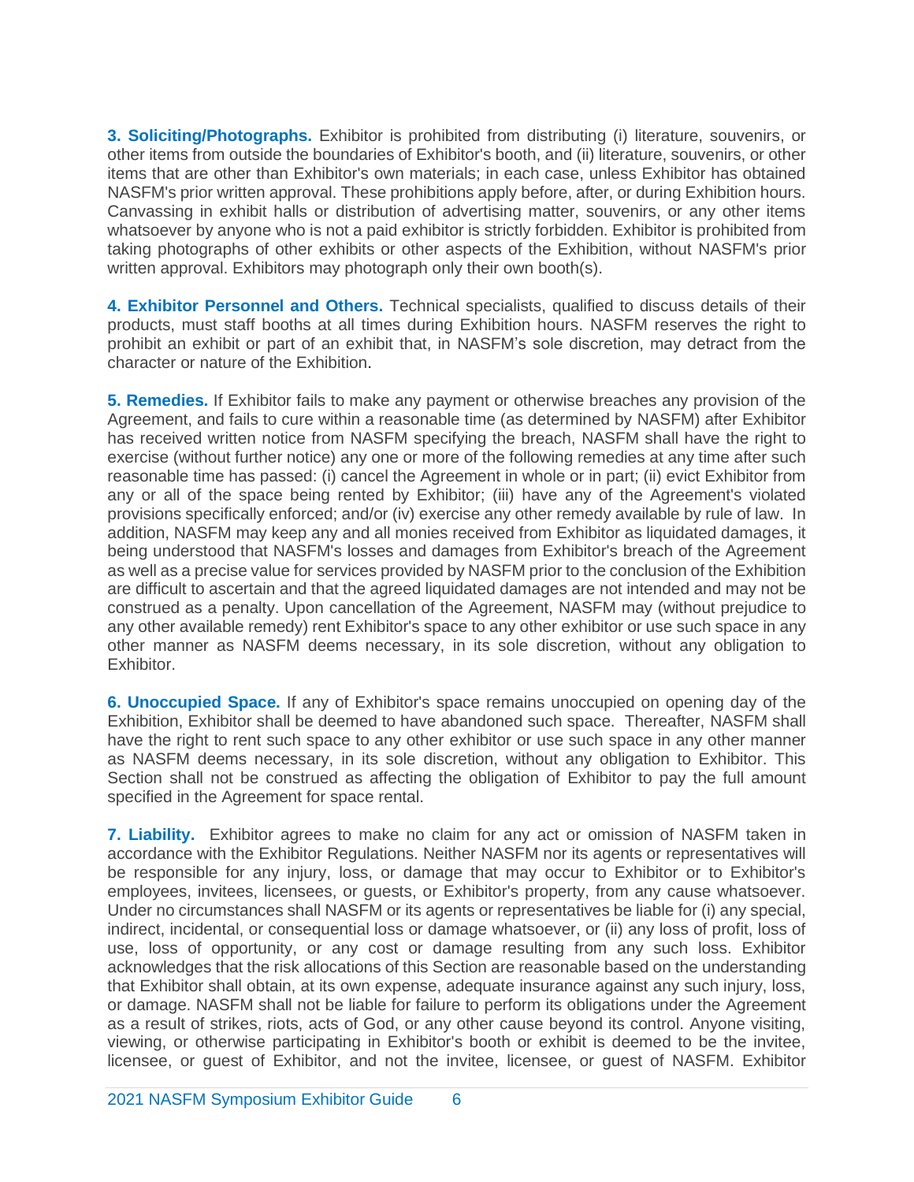**3. Soliciting/Photographs.** Exhibitor is prohibited from distributing (i) literature, souvenirs, or other items from outside the boundaries of Exhibitor's booth, and (ii) literature, souvenirs, or other items that are other than Exhibitor's own materials; in each case, unless Exhibitor has obtained NASFM's prior written approval. These prohibitions apply before, after, or during Exhibition hours. Canvassing in exhibit halls or distribution of advertising matter, souvenirs, or any other items whatsoever by anyone who is not a paid exhibitor is strictly forbidden. Exhibitor is prohibited from taking photographs of other exhibits or other aspects of the Exhibition, without NASFM's prior written approval. Exhibitors may photograph only their own booth(s).

**4. Exhibitor Personnel and Others.** Technical specialists, qualified to discuss details of their products, must staff booths at all times during Exhibition hours. NASFM reserves the right to prohibit an exhibit or part of an exhibit that, in NASFM's sole discretion, may detract from the character or nature of the Exhibition.

**5. Remedies.** If Exhibitor fails to make any payment or otherwise breaches any provision of the Agreement, and fails to cure within a reasonable time (as determined by NASFM) after Exhibitor has received written notice from NASFM specifying the breach, NASFM shall have the right to exercise (without further notice) any one or more of the following remedies at any time after such reasonable time has passed: (i) cancel the Agreement in whole or in part; (ii) evict Exhibitor from any or all of the space being rented by Exhibitor; (iii) have any of the Agreement's violated provisions specifically enforced; and/or (iv) exercise any other remedy available by rule of law. In addition, NASFM may keep any and all monies received from Exhibitor as liquidated damages, it being understood that NASFM's losses and damages from Exhibitor's breach of the Agreement as well as a precise value for services provided by NASFM prior to the conclusion of the Exhibition are difficult to ascertain and that the agreed liquidated damages are not intended and may not be construed as a penalty. Upon cancellation of the Agreement, NASFM may (without prejudice to any other available remedy) rent Exhibitor's space to any other exhibitor or use such space in any other manner as NASFM deems necessary, in its sole discretion, without any obligation to Exhibitor.

**6. Unoccupied Space.** If any of Exhibitor's space remains unoccupied on opening day of the Exhibition, Exhibitor shall be deemed to have abandoned such space. Thereafter, NASFM shall have the right to rent such space to any other exhibitor or use such space in any other manner as NASFM deems necessary, in its sole discretion, without any obligation to Exhibitor. This Section shall not be construed as affecting the obligation of Exhibitor to pay the full amount specified in the Agreement for space rental.

**7. Liability.** Exhibitor agrees to make no claim for any act or omission of NASFM taken in accordance with the Exhibitor Regulations. Neither NASFM nor its agents or representatives will be responsible for any injury, loss, or damage that may occur to Exhibitor or to Exhibitor's employees, invitees, licensees, or guests, or Exhibitor's property, from any cause whatsoever. Under no circumstances shall NASFM or its agents or representatives be liable for (i) any special, indirect, incidental, or consequential loss or damage whatsoever, or (ii) any loss of profit, loss of use, loss of opportunity, or any cost or damage resulting from any such loss. Exhibitor acknowledges that the risk allocations of this Section are reasonable based on the understanding that Exhibitor shall obtain, at its own expense, adequate insurance against any such injury, loss, or damage. NASFM shall not be liable for failure to perform its obligations under the Agreement as a result of strikes, riots, acts of God, or any other cause beyond its control. Anyone visiting, viewing, or otherwise participating in Exhibitor's booth or exhibit is deemed to be the invitee, licensee, or guest of Exhibitor, and not the invitee, licensee, or guest of NASFM. Exhibitor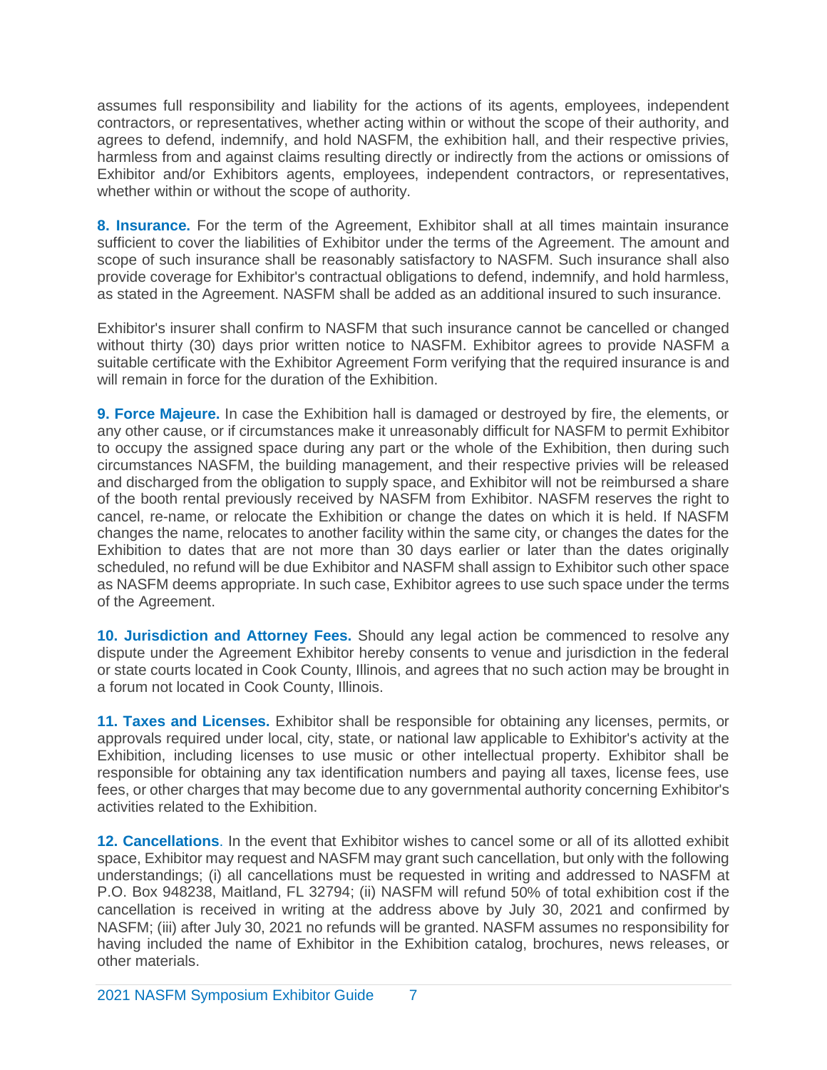assumes full responsibility and liability for the actions of its agents, employees, independent contractors, or representatives, whether acting within or without the scope of their authority, and agrees to defend, indemnify, and hold NASFM, the exhibition hall, and their respective privies, harmless from and against claims resulting directly or indirectly from the actions or omissions of Exhibitor and/or Exhibitors agents, employees, independent contractors, or representatives, whether within or without the scope of authority.

**8. Insurance.** For the term of the Agreement, Exhibitor shall at all times maintain insurance sufficient to cover the liabilities of Exhibitor under the terms of the Agreement. The amount and scope of such insurance shall be reasonably satisfactory to NASFM. Such insurance shall also provide coverage for Exhibitor's contractual obligations to defend, indemnify, and hold harmless, as stated in the Agreement. NASFM shall be added as an additional insured to such insurance.

Exhibitor's insurer shall confirm to NASFM that such insurance cannot be cancelled or changed without thirty (30) days prior written notice to NASFM. Exhibitor agrees to provide NASFM a suitable certificate with the Exhibitor Agreement Form verifying that the required insurance is and will remain in force for the duration of the Exhibition.

**9. Force Majeure.** In case the Exhibition hall is damaged or destroyed by fire, the elements, or any other cause, or if circumstances make it unreasonably difficult for NASFM to permit Exhibitor to occupy the assigned space during any part or the whole of the Exhibition, then during such circumstances NASFM, the building management, and their respective privies will be released and discharged from the obligation to supply space, and Exhibitor will not be reimbursed a share of the booth rental previously received by NASFM from Exhibitor. NASFM reserves the right to cancel, re-name, or relocate the Exhibition or change the dates on which it is held. If NASFM changes the name, relocates to another facility within the same city, or changes the dates for the Exhibition to dates that are not more than 30 days earlier or later than the dates originally scheduled, no refund will be due Exhibitor and NASFM shall assign to Exhibitor such other space as NASFM deems appropriate. In such case, Exhibitor agrees to use such space under the terms of the Agreement.

**10. Jurisdiction and Attorney Fees.** Should any legal action be commenced to resolve any dispute under the Agreement Exhibitor hereby consents to venue and jurisdiction in the federal or state courts located in Cook County, Illinois, and agrees that no such action may be brought in a forum not located in Cook County, Illinois.

**11. Taxes and Licenses.** Exhibitor shall be responsible for obtaining any licenses, permits, or approvals required under local, city, state, or national law applicable to Exhibitor's activity at the Exhibition, including licenses to use music or other intellectual property. Exhibitor shall be responsible for obtaining any tax identification numbers and paying all taxes, license fees, use fees, or other charges that may become due to any governmental authority concerning Exhibitor's activities related to the Exhibition.

**12. Cancellations**. In the event that Exhibitor wishes to cancel some or all of its allotted exhibit space, Exhibitor may request and NASFM may grant such cancellation, but only with the following understandings; (i) all cancellations must be requested in writing and addressed to NASFM at P.O. Box 948238, Maitland, FL 32794; (ii) NASFM will refund 50% of total exhibition cost if the cancellation is received in writing at the address above by July 30, 2021 and confirmed by NASFM; (iii) after July 30, 2021 no refunds will be granted. NASFM assumes no responsibility for having included the name of Exhibitor in the Exhibition catalog, brochures, news releases, or other materials.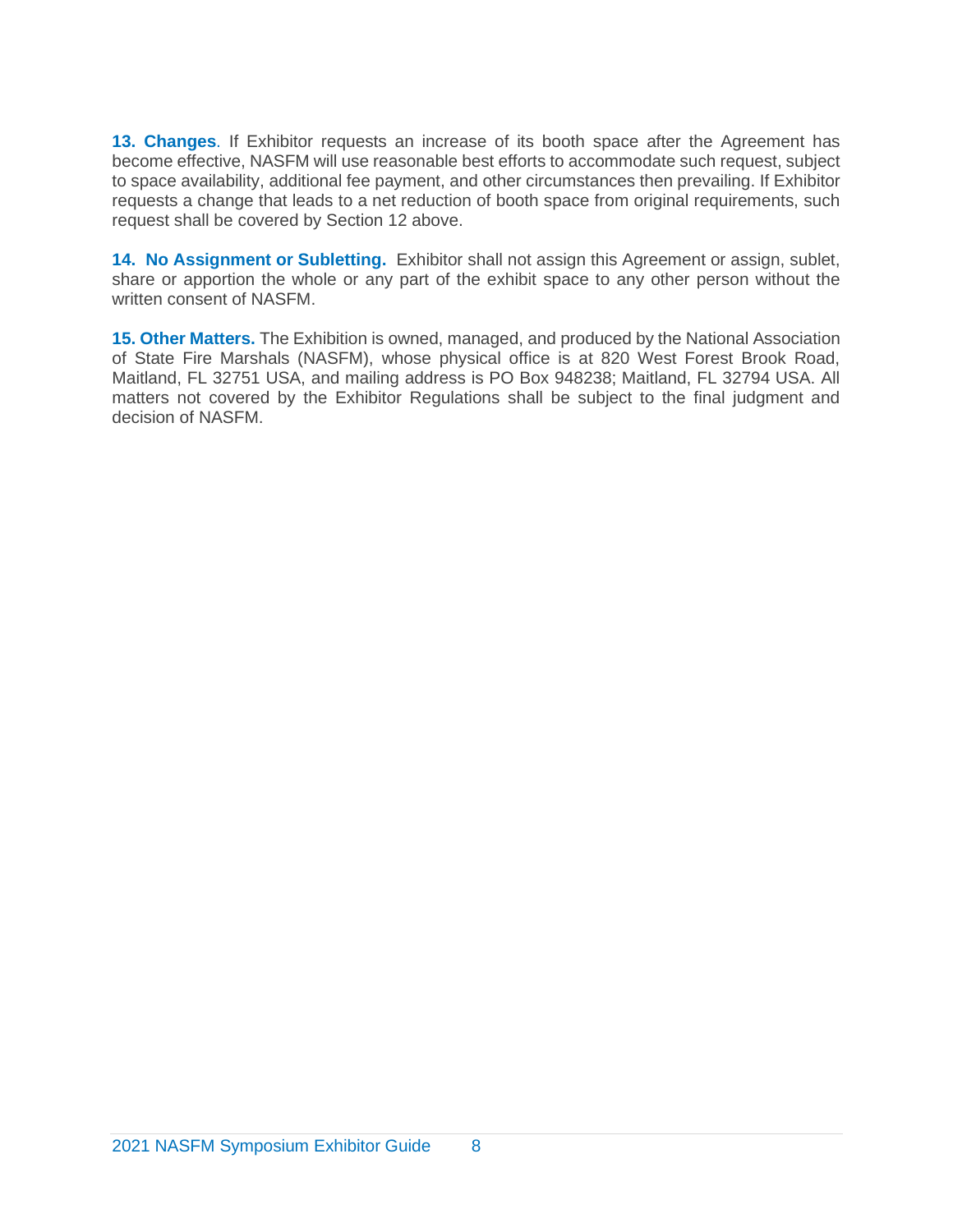**13. Changes**. If Exhibitor requests an increase of its booth space after the Agreement has become effective, NASFM will use reasonable best efforts to accommodate such request, subject to space availability, additional fee payment, and other circumstances then prevailing. If Exhibitor requests a change that leads to a net reduction of booth space from original requirements, such request shall be covered by Section 12 above.

**14. No Assignment or Subletting.** Exhibitor shall not assign this Agreement or assign, sublet, share or apportion the whole or any part of the exhibit space to any other person without the written consent of NASFM.

**15. Other Matters.** The Exhibition is owned, managed, and produced by the National Association of State Fire Marshals (NASFM), whose physical office is at 820 West Forest Brook Road, Maitland, FL 32751 USA, and mailing address is PO Box 948238; Maitland, FL 32794 USA. All matters not covered by the Exhibitor Regulations shall be subject to the final judgment and decision of NASFM.